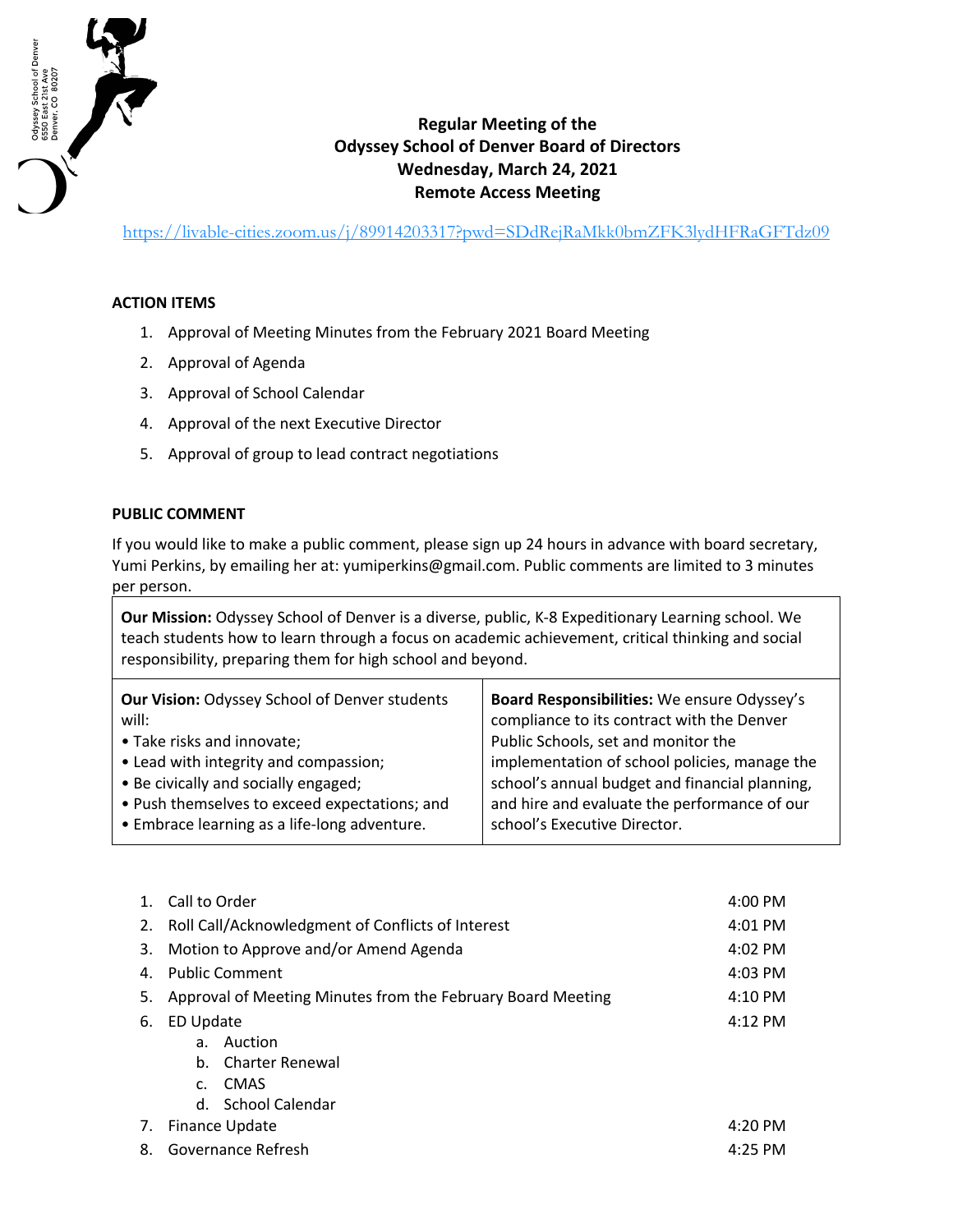Odyssey School of Denver
6550 East 21st Ave
Denver, CO 80207

# Regular Meeting of the Odyssey School of Denver Board of Directors
## Wednesday, March 24, 2021
## Remote Access Meeting

https://livable-cities.zoom.us/j/89914203317?pwd=SDdRejRaMkk0bmZFK3lydHFRaGFTdz09

**ACTION ITEMS**

1. Approval of Meeting Minutes from the February 2021 Board Meeting
2. Approval of Agenda
3. Approval of School Calendar
4. Approval of the next Executive Director
5. Approval of group to lead contract negotiations

**PUBLIC COMMENT**

If you would like to make a public comment, please sign up 24 hours in advance with board secretary, Yumi Perkins, by emailing her at: yumiperkins@gmail.com. Public comments are limited to 3 minutes per person.

**Our Mission:** Odyssey School of Denver is a diverse, public, K-8 Expeditionary Learning school. We teach students how to learn through a focus on academic achievement, critical thinking and social responsibility, preparing them for high school and beyond.

**Our Vision:** Odyssey School of Denver students will:

- Take risks and innovate;
- Lead with integrity and compassion;
- Be civically and socially engaged;
- Push themselves to exceed expectations; and
- Embrace learning as a life-long adventure.

**Board Responsibilities:** We ensure Odyssey's compliance to its contract with the Denver Public Schools, set and monitor the implementation of school policies, manage the school's annual budget and financial planning, and hire and evaluate the performance of our school's Executive Director.

| | Item | Time |
|---|---|---|
| 1. | Call to Order | 4:00 PM |
| 2. | Roll Call/Acknowledgment of Conflicts of Interest | 4:01 PM |
| 3. | Motion to Approve and/or Amend Agenda | 4:02 PM |
| 4. | Public Comment | 4:03 PM |
| 5. | Approval of Meeting Minutes from the February Board Meeting | 4:10 PM |
| 6. | ED Update<br>a. Auction<br>b. Charter Renewal<br>c. CMAS<br>d. School Calendar | 4:12 PM |
| 7. | Finance Update | 4:20 PM |
| 8. | Governance Refresh | 4:25 PM |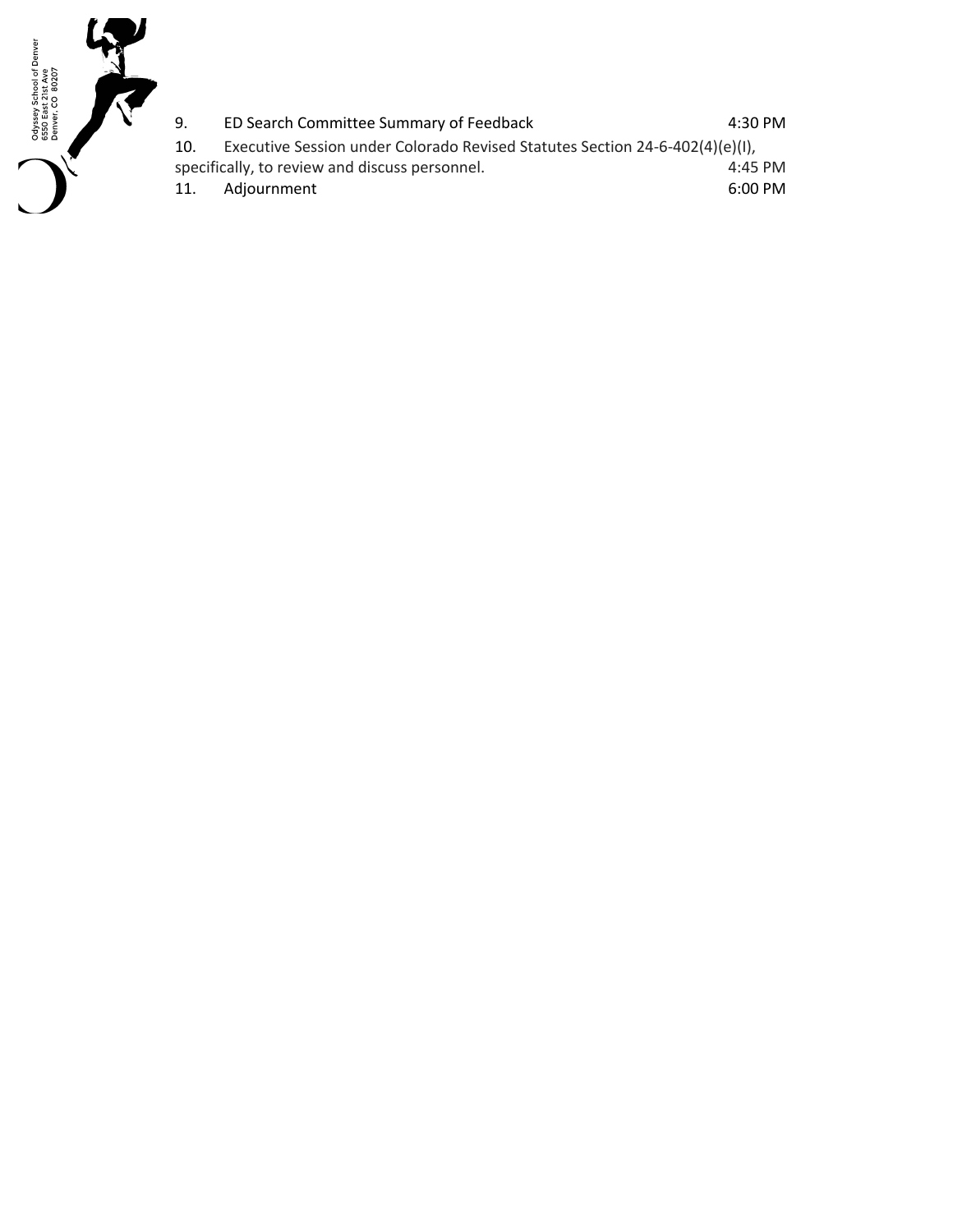9. ED Search Committee Summary of Feedback 4:30 PM

10. Executive Session under Colorado Revised Statutes Section 24-6-402(4)(e)(I), specifically, to review and discuss personnel. 4:45 PM

11. Adjournment 6:00 PM